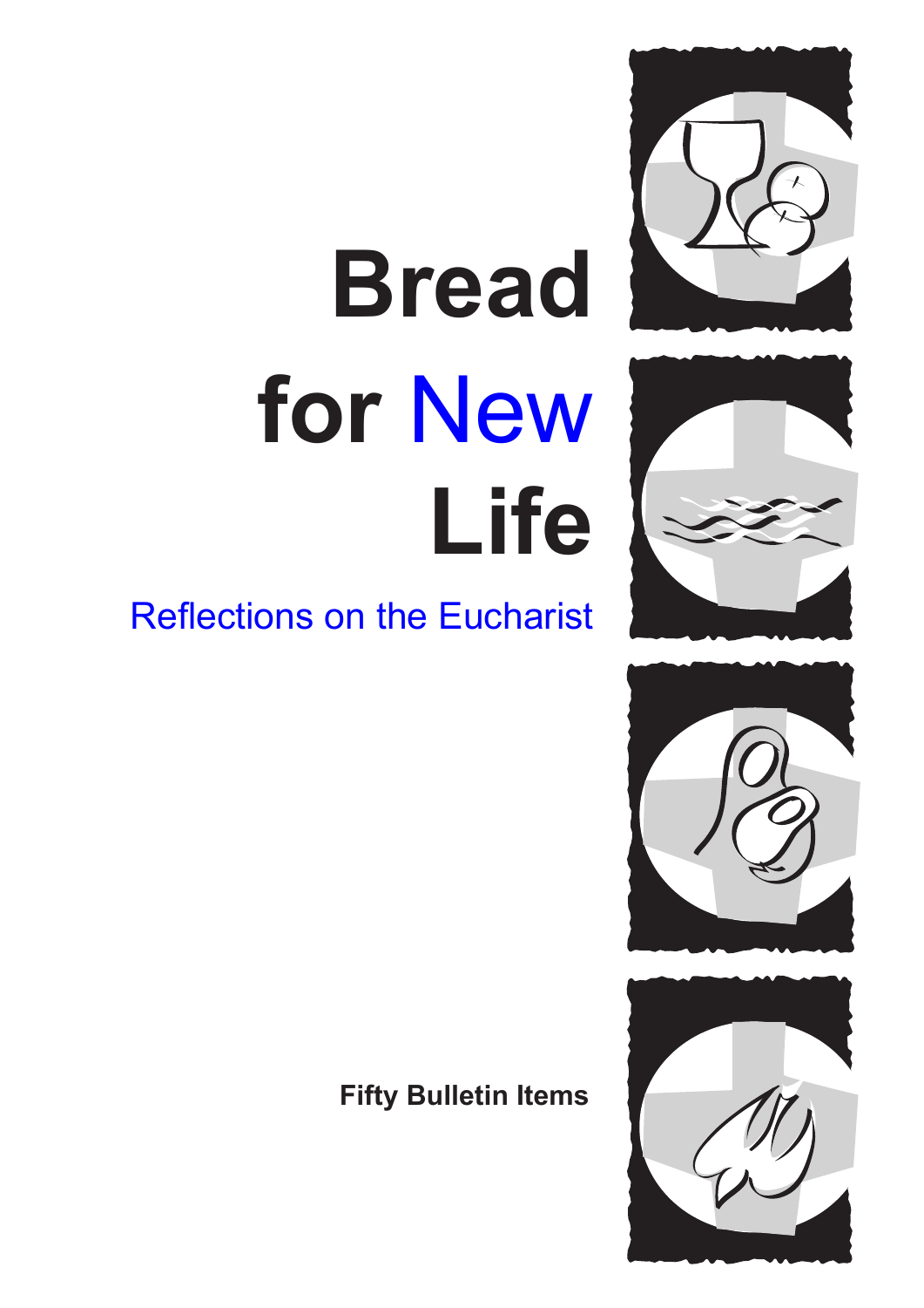# Bread for New Life

## Reflections on the Eucharist

**Fifty Bulletin Items**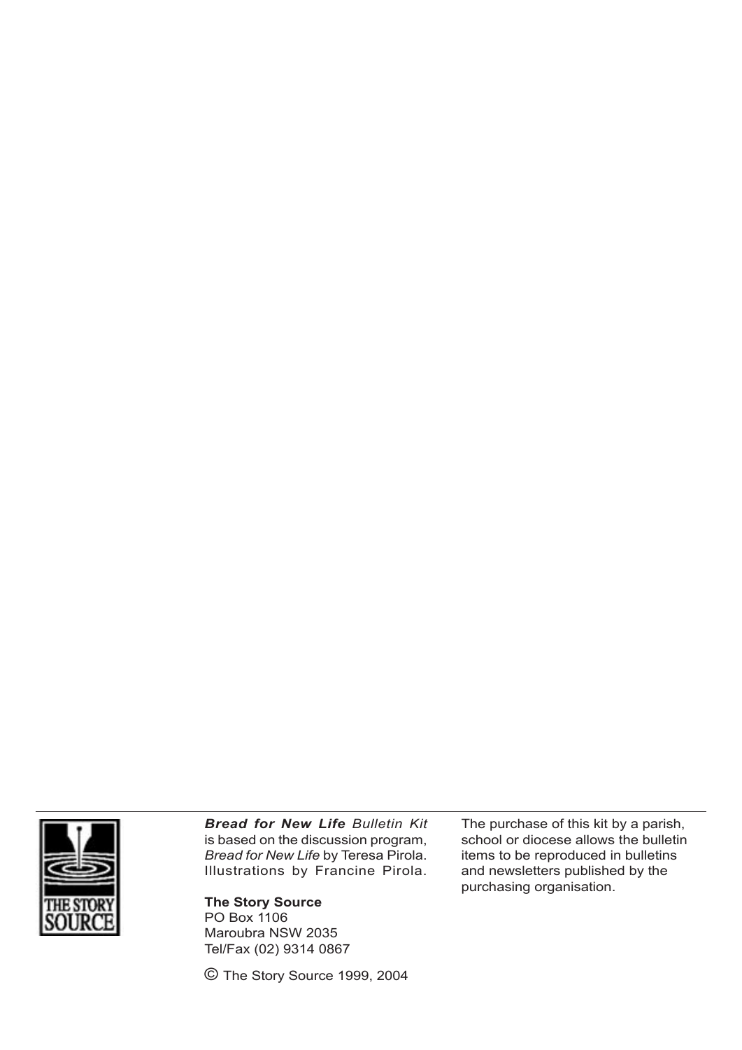***Bread for New Life*** *Bulletin Kit* is based on the discussion program, *Bread for New Life* by Teresa Pirola. Illustrations by Francine Pirola.

**The Story Source**
PO Box 1106
Maroubra NSW 2035
Tel/Fax (02) 9314 0867

© The Story Source 1999, 2004

The purchase of this kit by a parish, school or diocese allows the bulletin items to be reproduced in bulletins and newsletters published by the purchasing organisation.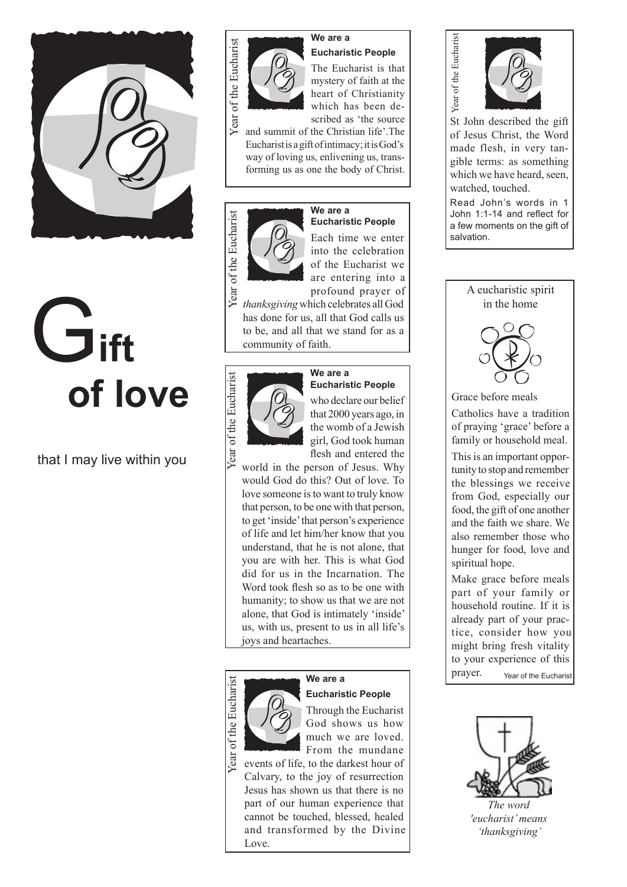# Gift of love

that I may live within you

---

*Year of the Eucharist*

**We are a Eucharistic People**

The Eucharist is that mystery of faith at the heart of Christianity which has been described as 'the source and summit of the Christian life'. The Eucharist is a gift of intimacy; it is God's way of loving us, enlivening us, transforming us as one the body of Christ.

---

*Year of the Eucharist*

**We are a Eucharistic People**

Each time we enter into the celebration of the Eucharist we are entering into a profound prayer of *thanksgiving* which celebrates all God has done for us, all that God calls us to be, and all that we stand for as a community of faith.

---

*Year of the Eucharist*

**We are a Eucharistic People**

who declare our belief that 2000 years ago, in the womb of a Jewish girl, God took human flesh and entered the world in the person of Jesus. Why would God do this? Out of love. To love someone is to want to truly know that person, to be one with that person, to get 'inside' that person's experience of life and let him/her know that you understand, that he is not alone, that you are with her. This is what God did for us in the Incarnation. The Word took flesh so as to be one with humanity; to show us that we are not alone, that God is intimately 'inside' us, with us, present to us in all life's joys and heartaches.

---

*Year of the Eucharist*

**We are a Eucharistic People**

Through the Eucharist God shows us how much we are loved. From the mundane events of life, to the darkest hour of Calvary, to the joy of resurrection Jesus has shown us that there is no part of our human experience that cannot be touched, blessed, healed and transformed by the Divine Love.

---

*Year of the Eucharist*

St John described the gift of Jesus Christ, the Word made flesh, in very tangible terms: as something which we have heard, seen, watched, touched.

Read John's words in 1 John 1:1-14 and reflect for a few moments on the gift of salvation.

---

A eucharistic spirit in the home

Grace before meals

Catholics have a tradition of praying 'grace' before a family or household meal.

This is an important opportunity to stop and remember the blessings we receive from God, especially our food, the gift of one another and the faith we share. We also remember those who hunger for food, love and spiritual hope.

Make grace before meals part of your family or household routine. If it is already part of your practice, consider how you might bring fresh vitality to your experience of this prayer.

*Year of the Eucharist*

---

*The word 'eucharist' means 'thanksgiving'*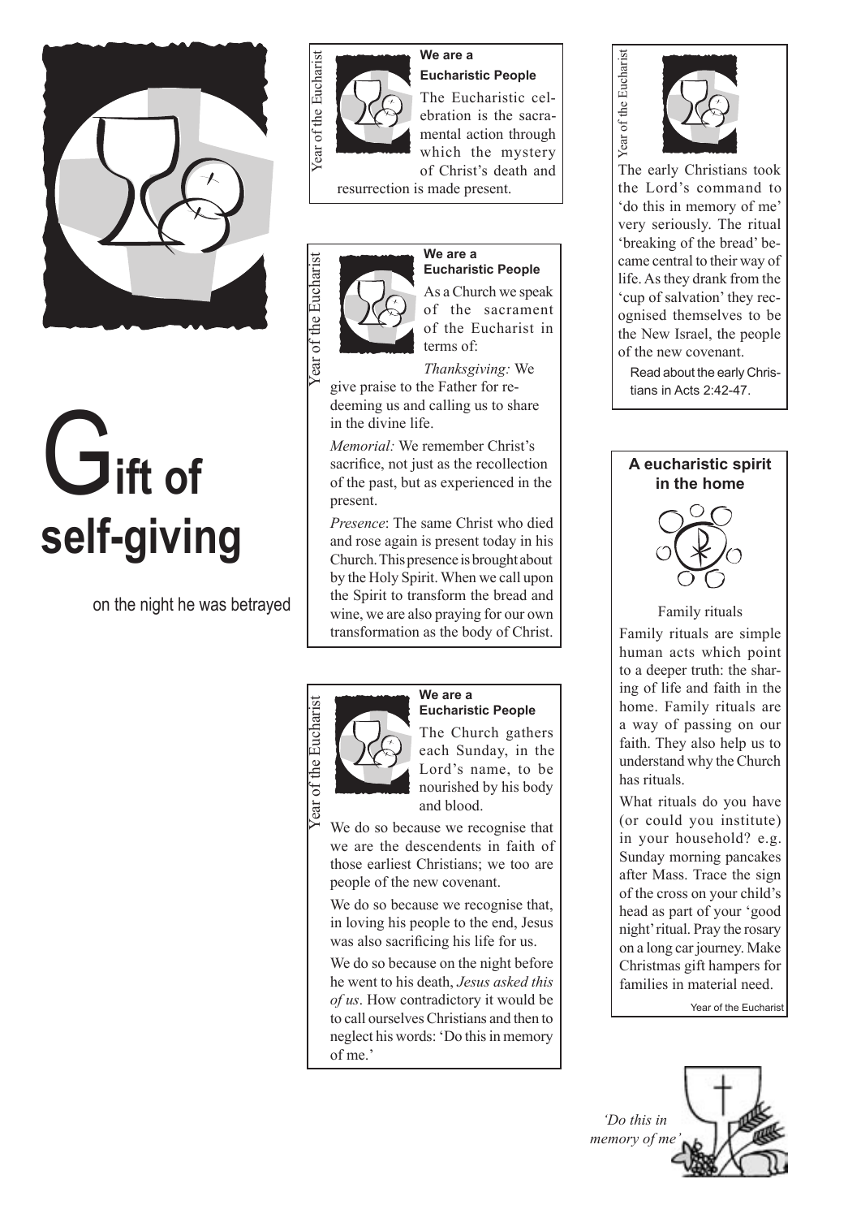# Gift of self-giving

on the night he was betrayed

Year of the Eucharist

**We are a Eucharistic People**

The Eucharistic celebration is the sacramental action through which the mystery of Christ's death and resurrection is made present.

Year of the Eucharist

**We are a Eucharistic People**

As a Church we speak of the sacrament of the Eucharist in terms of:

*Thanksgiving:* We give praise to the Father for redeeming us and calling us to share in the divine life.

*Memorial:* We remember Christ's sacrifice, not just as the recollection of the past, but as experienced in the present.

*Presence*: The same Christ who died and rose again is present today in his Church. This presence is brought about by the Holy Spirit. When we call upon the Spirit to transform the bread and wine, we are also praying for our own transformation as the body of Christ.

Year of the Eucharist

**We are a Eucharistic People**

The Church gathers each Sunday, in the Lord's name, to be nourished by his body and blood.

We do so because we recognise that we are the descendents in faith of those earliest Christians; we too are people of the new covenant.

We do so because we recognise that, in loving his people to the end, Jesus was also sacrificing his life for us.

We do so because on the night before he went to his death, *Jesus asked this of us*. How contradictory it would be to call ourselves Christians and then to neglect his words: 'Do this in memory of me.'

Year of the Eucharist

The early Christians took the Lord's command to 'do this in memory of me' very seriously. The ritual 'breaking of the bread' became central to their way of life. As they drank from the 'cup of salvation' they recognised themselves to be the New Israel, the people of the new covenant.

Read about the early Christians in Acts 2:42-47.

**A eucharistic spirit in the home**

Family rituals

Family rituals are simple human acts which point to a deeper truth: the sharing of life and faith in the home. Family rituals are a way of passing on our faith. They also help us to understand why the Church has rituals.

What rituals do you have (or could you institute) in your household? e.g. Sunday morning pancakes after Mass. Trace the sign of the cross on your child's head as part of your 'good night' ritual. Pray the rosary on a long car journey. Make Christmas gift hampers for families in material need.

Year of the Eucharist

*'Do this in memory of me'*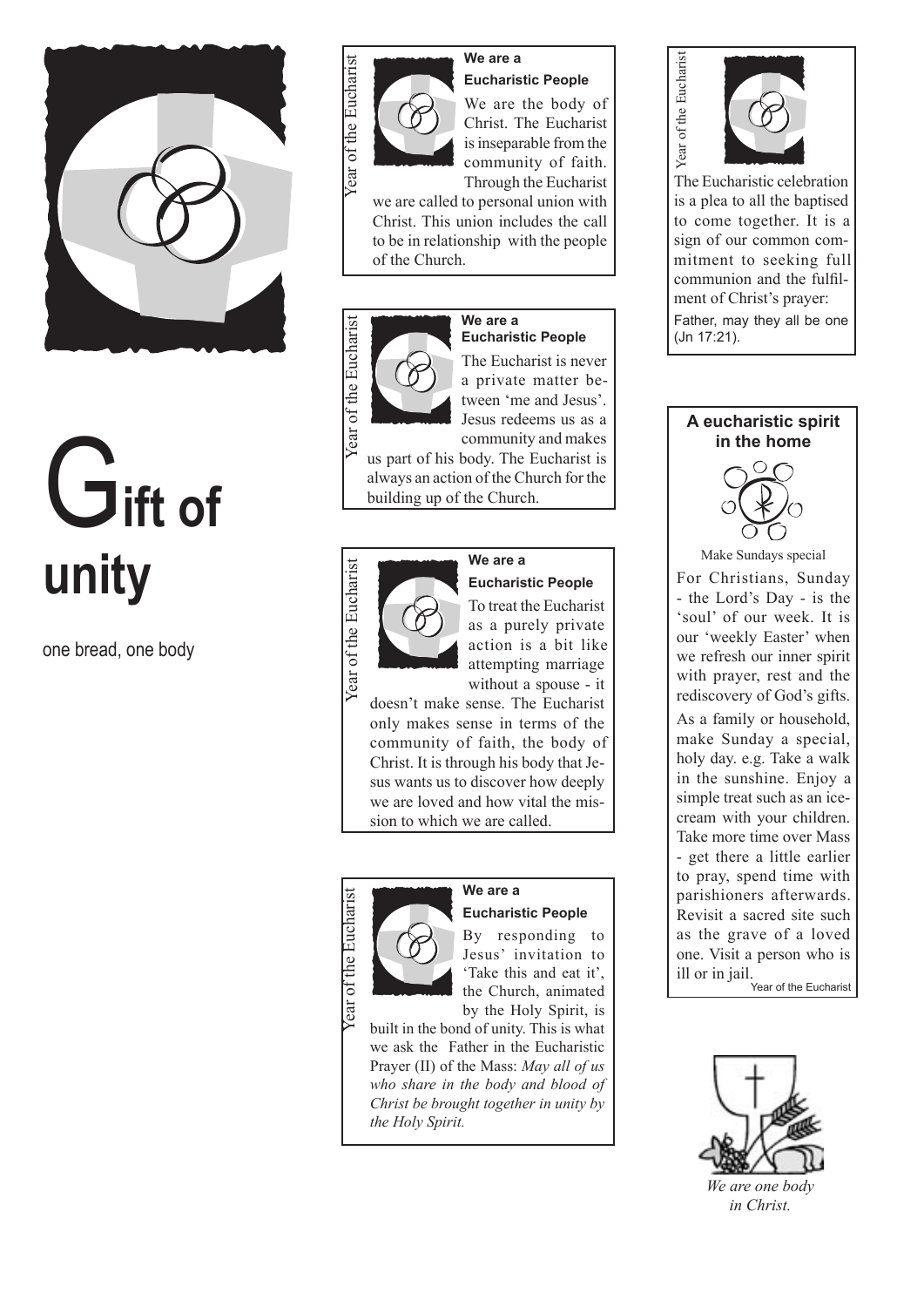# Gift of unity

one bread, one body

---

Year of the Eucharist

**We are a Eucharistic People**

We are the body of Christ. The Eucharist is inseparable from the community of faith. Through the Eucharist we are called to personal union with Christ. This union includes the call to be in relationship with the people of the Church.

---

Year of the Eucharist

**We are a Eucharistic People**

The Eucharist is never a private matter between 'me and Jesus'. Jesus redeems us as a community and makes us part of his body. The Eucharist is always an action of the Church for the building up of the Church.

---

Year of the Eucharist

**We are a Eucharistic People**

To treat the Eucharist as a purely private action is a bit like attempting marriage without a spouse - it doesn't make sense. The Eucharist only makes sense in terms of the community of faith, the body of Christ. It is through his body that Jesus wants us to discover how deeply we are loved and how vital the mission to which we are called.

---

Year of the Eucharist

**We are a Eucharistic People**

By responding to Jesus' invitation to 'Take this and eat it', the Church, animated by the Holy Spirit, is built in the bond of unity. This is what we ask the Father in the Eucharistic Prayer (II) of the Mass: *May all of us who share in the body and blood of Christ be brought together in unity by the Holy Spirit.*

---

Year of the Eucharist

The Eucharistic celebration is a plea to all the baptised to come together. It is a sign of our common commitment to seeking full communion and the fulfilment of Christ's prayer:

Father, may they all be one (Jn 17:21).

---

**A eucharistic spirit in the home**

Make Sundays special

For Christians, Sunday - the Lord's Day - is the 'soul' of our week. It is our 'weekly Easter' when we refresh our inner spirit with prayer, rest and the rediscovery of God's gifts.

As a family or household, make Sunday a special, holy day. e.g. Take a walk in the sunshine. Enjoy a simple treat such as an ice-cream with your children. Take more time over Mass - get there a little earlier to pray, spend time with parishioners afterwards. Revisit a sacred site such as the grave of a loved one. Visit a person who is ill or in jail.

Year of the Eucharist

---

*We are one body in Christ.*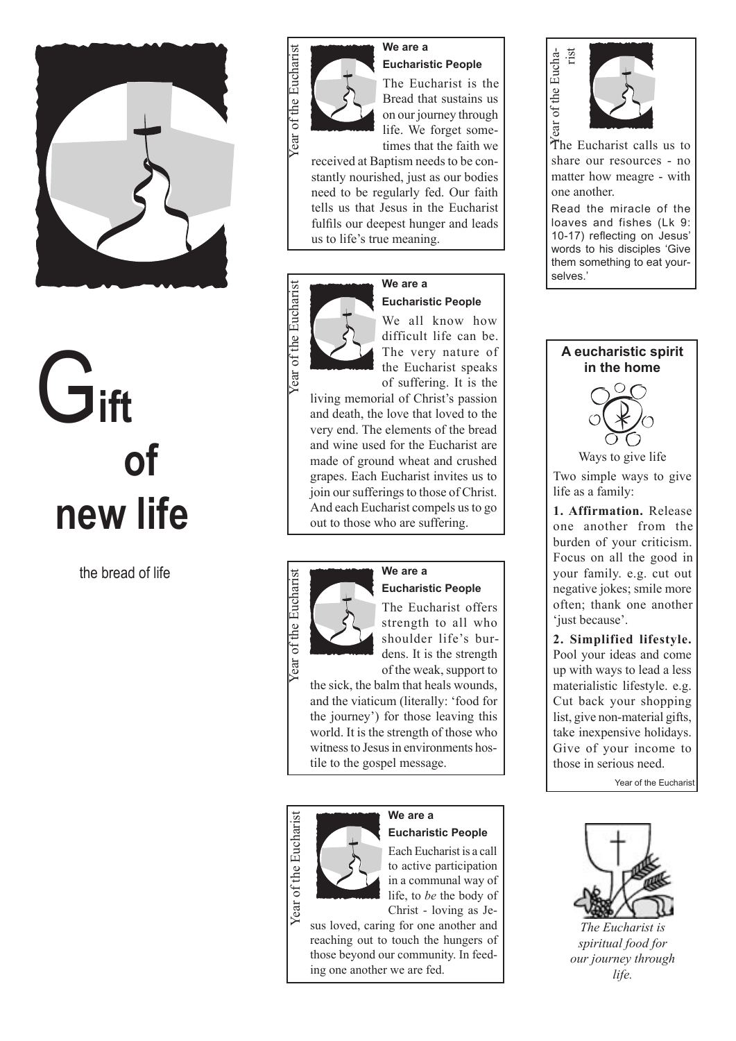# Gift of new life

the bread of life

---

Year of the Eucharist

**We are a Eucharistic People**

The Eucharist is the Bread that sustains us on our journey through life. We forget sometimes that the faith we received at Baptism needs to be constantly nourished, just as our bodies need to be regularly fed. Our faith tells us that Jesus in the Eucharist fulfils our deepest hunger and leads us to life's true meaning.

---

Year of the Eucharist

**We are a Eucharistic People**

We all know how difficult life can be. The very nature of the Eucharist speaks of suffering. It is the living memorial of Christ's passion and death, the love that loved to the very end. The elements of the bread and wine used for the Eucharist are made of ground wheat and crushed grapes. Each Eucharist invites us to join our sufferings to those of Christ. And each Eucharist compels us to go out to those who are suffering.

---

Year of the Eucharist

**We are a Eucharistic People**

The Eucharist offers strength to all who shoulder life's burdens. It is the strength of the weak, support to the sick, the balm that heals wounds, and the viaticum (literally: 'food for the journey') for those leaving this world. It is the strength of those who witness to Jesus in environments hostile to the gospel message.

---

Year of the Eucharist

**We are a Eucharistic People**

Each Eucharist is a call to active participation in a communal way of life, to *be* the body of Christ - loving as Jesus loved, caring for one another and reaching out to touch the hungers of those beyond our community. In feeding one another we are fed.

---

Year of the Eucharist

The Eucharist calls us to share our resources - no matter how meagre - with one another.

Read the miracle of the loaves and fishes (Lk 9: 10-17) reflecting on Jesus' words to his disciples 'Give them something to eat yourselves.'

---

**A eucharistic spirit in the home**

Ways to give life

Two simple ways to give life as a family:

**1. Affirmation.** Release one another from the burden of your criticism. Focus on all the good in your family. e.g. cut out negative jokes; smile more often; thank one another 'just because'.

**2. Simplified lifestyle.** Pool your ideas and come up with ways to lead a less materialistic lifestyle. e.g. Cut back your shopping list, give non-material gifts, take inexpensive holidays. Give of your income to those in serious need.

Year of the Eucharist

---

*The Eucharist is spiritual food for our journey through life.*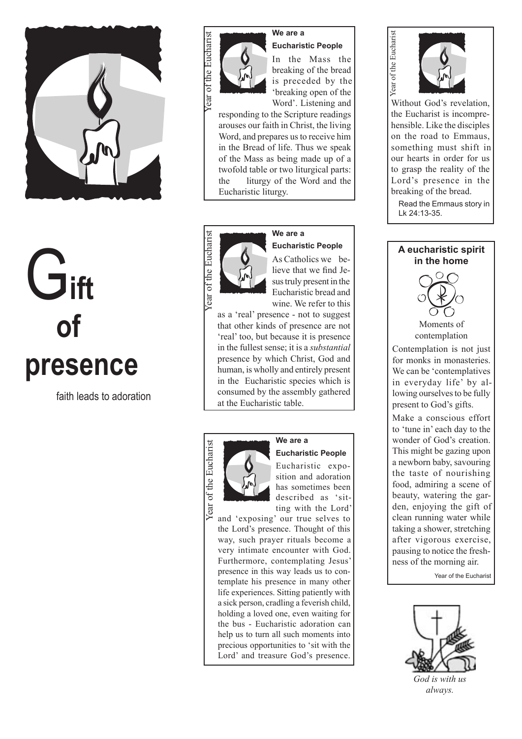# Gift of presence

faith leads to adoration

Year of the Eucharist

**We are a Eucharistic People**

In the Mass the breaking of the bread is preceded by the 'breaking open of the Word'. Listening and responding to the Scripture readings arouses our faith in Christ, the living Word, and prepares us to receive him in the Bread of life. Thus we speak of the Mass as being made up of a twofold table or two liturgical parts: the liturgy of the Word and the Eucharistic liturgy.

Year of the Eucharist

**We are a Eucharistic People**

As Catholics we believe that we find Jesus truly present in the Eucharistic bread and wine. We refer to this as a 'real' presence - not to suggest that other kinds of presence are not 'real' too, but because it is presence in the fullest sense; it is a *substantial* presence by which Christ, God and human, is wholly and entirely present in the Eucharistic species which is consumed by the assembly gathered at the Eucharistic table.

Year of the Eucharist

**We are a Eucharistic People**

Eucharistic exposition and adoration has sometimes been described as 'sitting with the Lord' and 'exposing' our true selves to the Lord's presence. Thought of this way, such prayer rituals become a very intimate encounter with God. Furthermore, contemplating Jesus' presence in this way leads us to contemplate his presence in many other life experiences. Sitting patiently with a sick person, cradling a feverish child, holding a loved one, even waiting for the bus - Eucharistic adoration can help us to turn all such moments into precious opportunities to 'sit with the Lord' and treasure God's presence.

Year of the Eucharist

Without God's revelation, the Eucharist is incomprehensible. Like the disciples on the road to Emmaus, something must shift in our hearts in order for us to grasp the reality of the Lord's presence in the breaking of the bread.

Read the Emmaus story in Lk 24:13-35.

**A eucharistic spirit in the home**

Moments of contemplation

Contemplation is not just for monks in monasteries. We can be 'contemplatives in everyday life' by allowing ourselves to be fully present to God's gifts.

Make a conscious effort to 'tune in' each day to the wonder of God's creation. This might be gazing upon a newborn baby, savouring the taste of nourishing food, admiring a scene of beauty, watering the garden, enjoying the gift of clean running water while taking a shower, stretching after vigorous exercise, pausing to notice the freshness of the morning air.

Year of the Eucharist

*God is with us always.*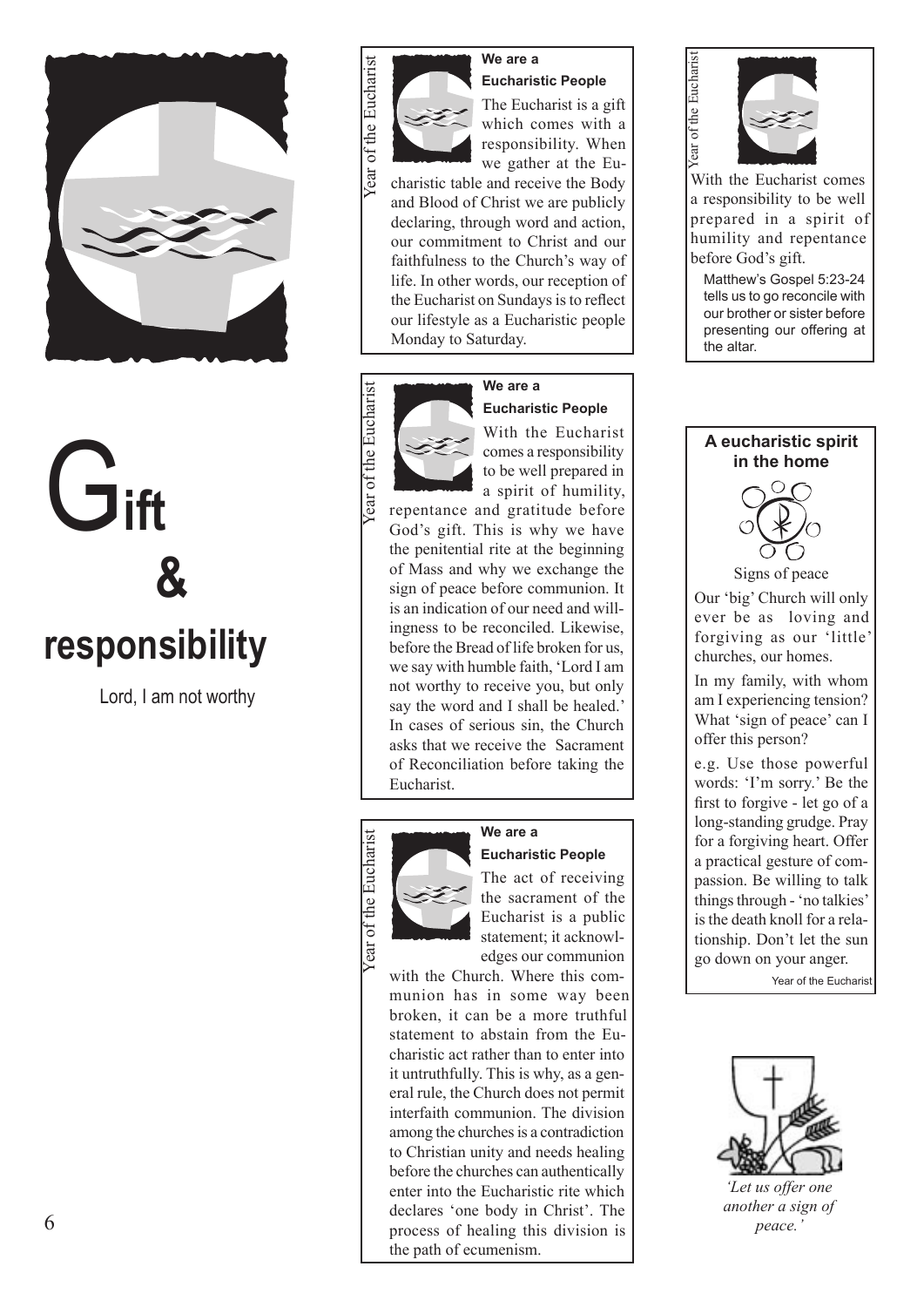# Gift & responsibility

Lord, I am not worthy

### We are a Eucharistic People

The Eucharist is a gift which comes with a responsibility. When we gather at the Eucharistic table and receive the Body and Blood of Christ we are publicly declaring, through word and action, our commitment to Christ and our faithfulness to the Church's way of life. In other words, our reception of the Eucharist on Sundays is to reflect our lifestyle as a Eucharistic people Monday to Saturday.

Year of the Eucharist

### We are a Eucharistic People

With the Eucharist comes a responsibility to be well prepared in a spirit of humility, repentance and gratitude before God's gift. This is why we have the penitential rite at the beginning of Mass and why we exchange the sign of peace before communion. It is an indication of our need and willingness to be reconciled. Likewise, before the Bread of life broken for us, we say with humble faith, 'Lord I am not worthy to receive you, but only say the word and I shall be healed.' In cases of serious sin, the Church asks that we receive the Sacrament of Reconciliation before taking the Eucharist.

Year of the Eucharist

### We are a Eucharistic People

The act of receiving the sacrament of the Eucharist is a public statement; it acknowledges our communion with the Church. Where this communion has in some way been broken, it can be a more truthful statement to abstain from the Eucharistic act rather than to enter into it untruthfully. This is why, as a general rule, the Church does not permit interfaith communion. The division among the churches is a contradiction to Christian unity and needs healing before the churches can authentically enter into the Eucharistic rite which declares 'one body in Christ'. The process of healing this division is the path of ecumenism.

Year of the Eucharist

With the Eucharist comes a responsibility to be well prepared in a spirit of humility and repentance before God's gift.

Matthew's Gospel 5:23-24 tells us to go reconcile with our brother or sister before presenting our offering at the altar.

Year of the Eucharist

### A eucharistic spirit in the home

Signs of peace

Our 'big' Church will only ever be as loving and forgiving as our 'little' churches, our homes.

In my family, with whom am I experiencing tension? What 'sign of peace' can I offer this person?

e.g. Use those powerful words: 'I'm sorry.' Be the first to forgive - let go of a long-standing grudge. Pray for a forgiving heart. Offer a practical gesture of compassion. Be willing to talk things through - 'no talkies' is the death knoll for a relationship. Don't let the sun go down on your anger.

Year of the Eucharist

*'Let us offer one another a sign of peace.'*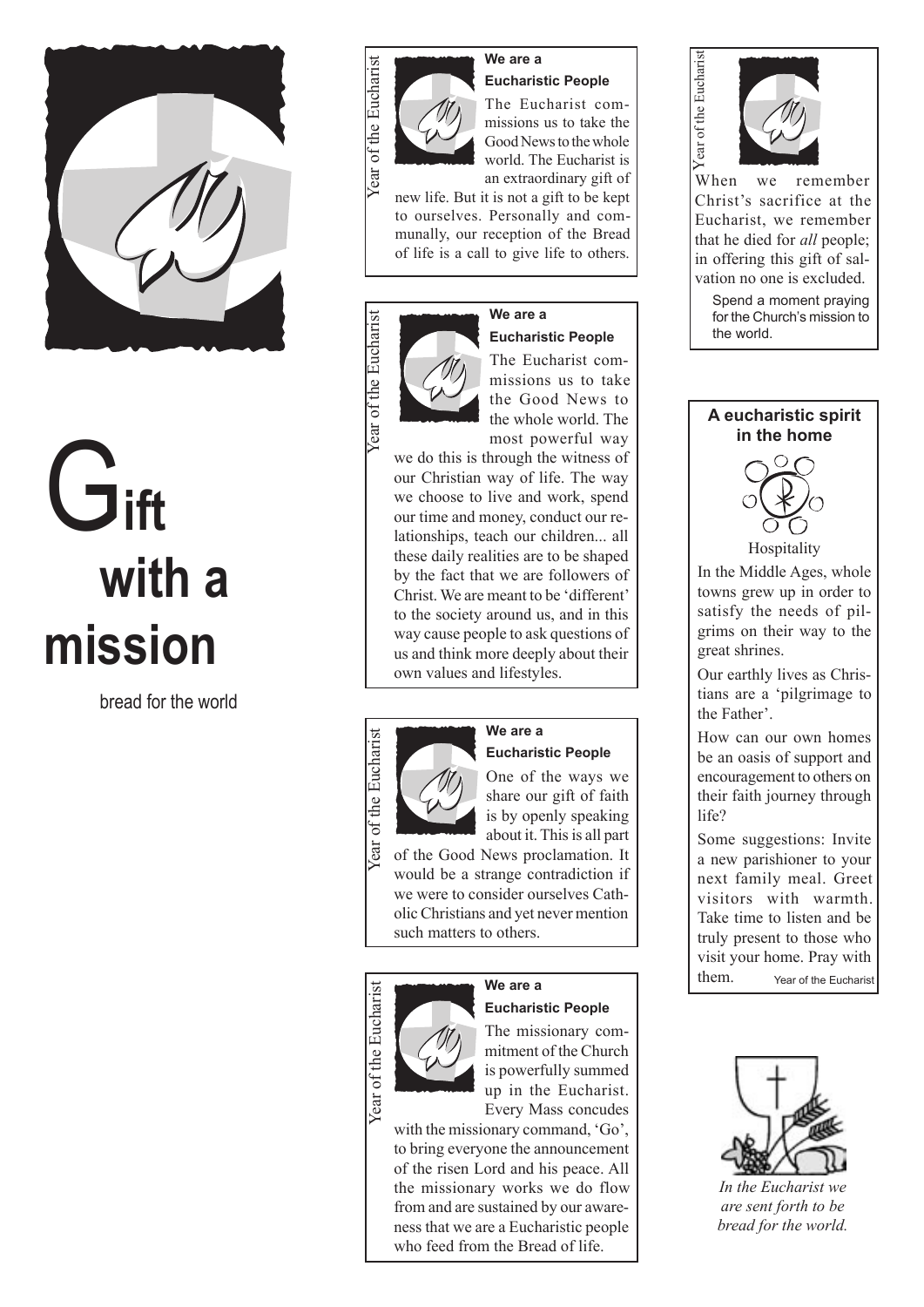# Gift with a mission

bread for the world

---

*Year of the Eucharist*

**We are a Eucharistic People**

The Eucharist commissions us to take the Good News to the whole world. The Eucharist is an extraordinary gift of new life. But it is not a gift to be kept to ourselves. Personally and communally, our reception of the Bread of life is a call to give life to others.

---

*Year of the Eucharist*

**We are a Eucharistic People**

The Eucharist commissions us to take the Good News to the whole world. The most powerful way we do this is through the witness of our Christian way of life. The way we choose to live and work, spend our time and money, conduct our relationships, teach our children... all these daily realities are to be shaped by the fact that we are followers of Christ. We are meant to be 'different' to the society around us, and in this way cause people to ask questions of us and think more deeply about their own values and lifestyles.

---

*Year of the Eucharist*

**We are a Eucharistic People**

One of the ways we share our gift of faith is by openly speaking about it. This is all part of the Good News proclamation. It would be a strange contradiction if we were to consider ourselves Catholic Christians and yet never mention such matters to others.

---

*Year of the Eucharist*

**We are a Eucharistic People**

The missionary commitment of the Church is powerfully summed up in the Eucharist. Every Mass concudes with the missionary command, 'Go', to bring everyone the announcement of the risen Lord and his peace. All the missionary works we do flow from and are sustained by our awareness that we are a Eucharistic people who feed from the Bread of life.

---

*Year of the Eucharist*

When we remember Christ's sacrifice at the Eucharist, we remember that he died for *all* people; in offering this gift of salvation no one is excluded.

Spend a moment praying for the Church's mission to the world.

---

**A eucharistic spirit in the home**

Hospitality

In the Middle Ages, whole towns grew up in order to satisfy the needs of pilgrims on their way to the great shrines.

Our earthly lives as Christians are a 'pilgrimage to the Father'.

How can our own homes be an oasis of support and encouragement to others on their faith journey through life?

Some suggestions: Invite a new parishioner to your next family meal. Greet visitors with warmth. Take time to listen and be truly present to those who visit your home. Pray with them.

Year of the Eucharist

---

*In the Eucharist we are sent forth to be bread for the world.*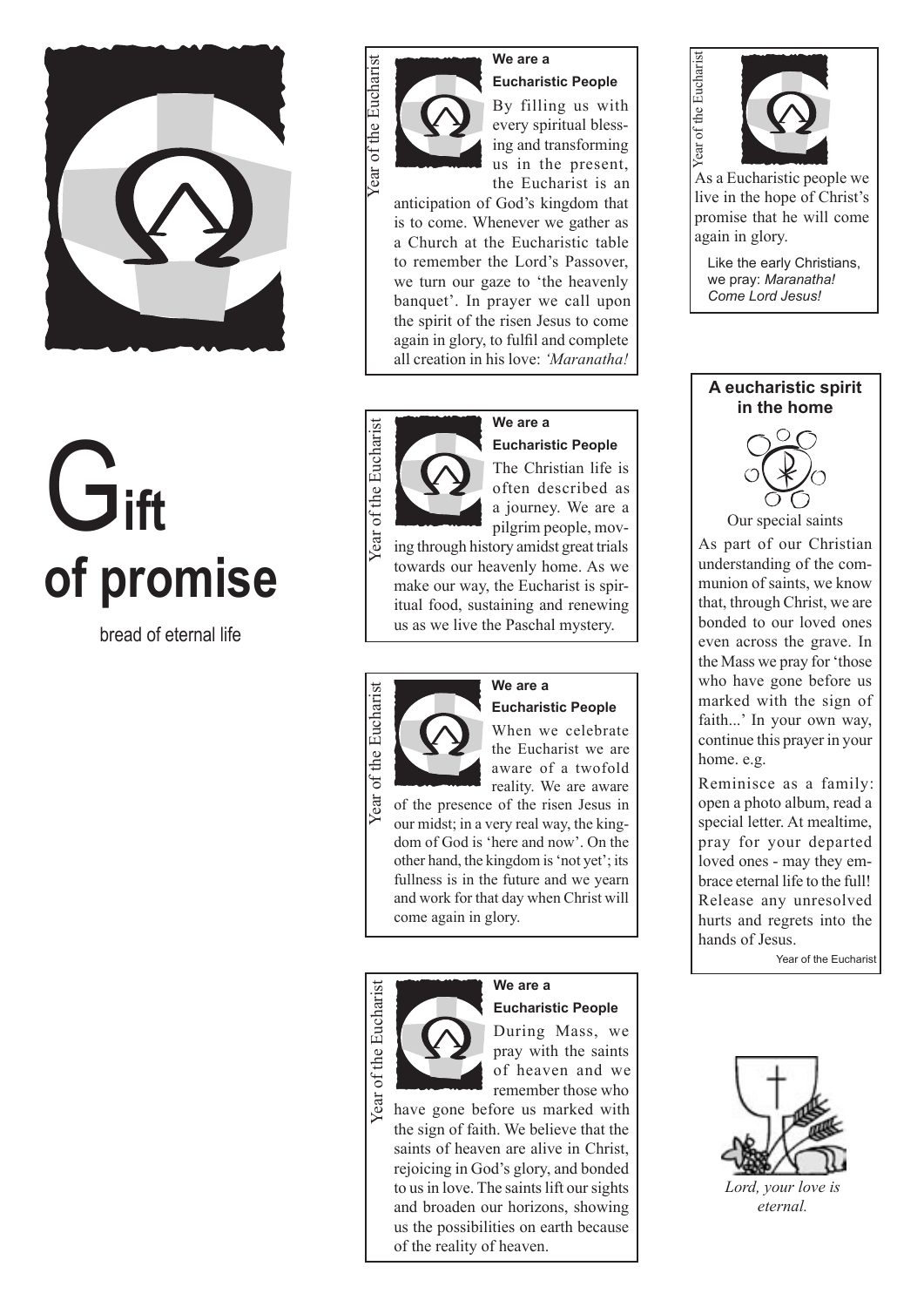# Gift of promise

bread of eternal life

Year of the Eucharist

**We are a Eucharistic People**

By filling us with every spiritual blessing and transforming us in the present, the Eucharist is an anticipation of God's kingdom that is to come. Whenever we gather as a Church at the Eucharistic table to remember the Lord's Passover, we turn our gaze to 'the heavenly banquet'. In prayer we call upon the spirit of the risen Jesus to come again in glory, to fulfil and complete all creation in his love: *'Maranatha!*

Year of the Eucharist

**We are a Eucharistic People**

The Christian life is often described as a journey. We are a pilgrim people, moving through history amidst great trials towards our heavenly home. As we make our way, the Eucharist is spiritual food, sustaining and renewing us as we live the Paschal mystery.

Year of the Eucharist

**We are a Eucharistic People**

When we celebrate the Eucharist we are aware of a twofold reality. We are aware of the presence of the risen Jesus in our midst; in a very real way, the kingdom of God is 'here and now'. On the other hand, the kingdom is 'not yet'; its fullness is in the future and we yearn and work for that day when Christ will come again in glory.

Year of the Eucharist

**We are a Eucharistic People**

During Mass, we pray with the saints of heaven and we remember those who have gone before us marked with the sign of faith. We believe that the saints of heaven are alive in Christ, rejoicing in God's glory, and bonded to us in love. The saints lift our sights and broaden our horizons, showing us the possibilities on earth because of the reality of heaven.

Year of the Eucharist

As a Eucharistic people we live in the hope of Christ's promise that he will come again in glory.

Like the early Christians, we pray: *Maranatha! Come Lord Jesus!*

### A eucharistic spirit in the home

Our special saints

As part of our Christian understanding of the communion of saints, we know that, through Christ, we are bonded to our loved ones even across the grave. In the Mass we pray for 'those who have gone before us marked with the sign of faith...' In your own way, continue this prayer in your home. e.g.

Reminisce as a family: open a photo album, read a special letter. At mealtime, pray for your departed loved ones - may they embrace eternal life to the full! Release any unresolved hurts and regrets into the hands of Jesus.

Year of the Eucharist

*Lord, your love is eternal.*